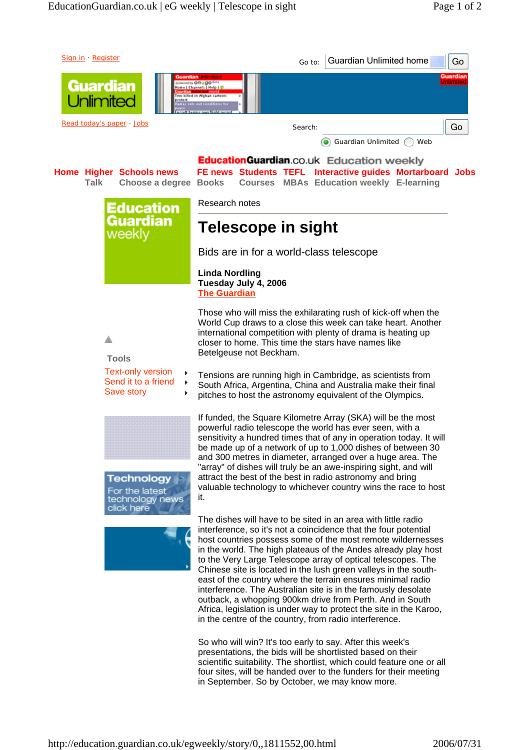Research notes

# Telescope in sight

## Bids are in for a world-class telescope

**Linda Nordling**
**Tuesday July 4, 2006**
**The Guardian**

Those who will miss the exhilarating rush of kick-off when the World Cup draws to a close this week can take heart. Another international competition with plenty of drama is heating up closer to home. This time the stars have names like Betelgeuse not Beckham.

Tensions are running high in Cambridge, as scientists from South Africa, Argentina, China and Australia make their final pitches to host the astronomy equivalent of the Olympics.

If funded, the Square Kilometre Array (SKA) will be the most powerful radio telescope the world has ever seen, with a sensitivity a hundred times that of any in operation today. It will be made up of a network of up to 1,000 dishes of between 30 and 300 metres in diameter, arranged over a huge area. The "array" of dishes will truly be an awe-inspiring sight, and will attract the best of the best in radio astronomy and bring valuable technology to whichever country wins the race to host it.

The dishes will have to be sited in an area with little radio interference, so it's not a coincidence that the four potential host countries possess some of the most remote wildernesses in the world. The high plateaus of the Andes already play host to the Very Large Telescope array of optical telescopes. The Chinese site is located in the lush green valleys in the south-east of the country where the terrain ensures minimal radio interference. The Australian site is in the famously desolate outback, a whopping 900km drive from Perth. And in South Africa, legislation is under way to protect the site in the Karoo, in the centre of the country, from radio interference.

So who will win? It's too early to say. After this week's presentations, the bids will be shortlisted based on their scientific suitability. The shortlist, which could feature one or all four sites, will be handed over to the funders for their meeting in September. So by October, we may know more.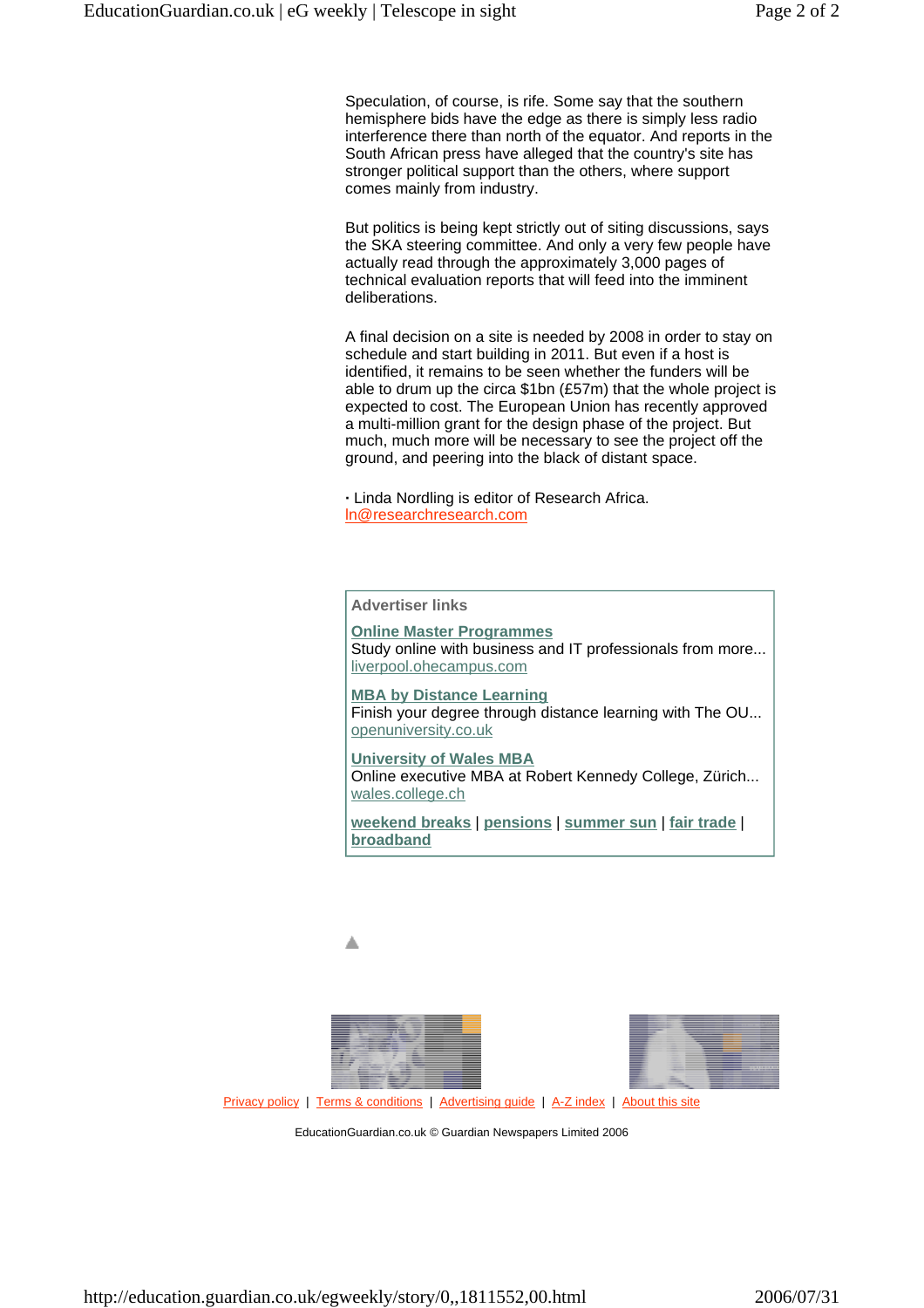Speculation, of course, is rife. Some say that the southern hemisphere bids have the edge as there is simply less radio interference there than north of the equator. And reports in the South African press have alleged that the country's site has stronger political support than the others, where support comes mainly from industry.

But politics is being kept strictly out of siting discussions, says the SKA steering committee. And only a very few people have actually read through the approximately 3,000 pages of technical evaluation reports that will feed into the imminent deliberations.

A final decision on a site is needed by 2008 in order to stay on schedule and start building in 2011. But even if a host is identified, it remains to be seen whether the funders will be able to drum up the circa $1bn (£57m) that the whole project is expected to cost. The European Union has recently approved a multi-million grant for the design phase of the project. But much, much more will be necessary to see the project off the ground, and peering into the black of distant space.

• Linda Nordling is editor of Research Africa.
ln@researchresearch.com

**Advertiser links**

**Online Master Programmes**
Study online with business and IT professionals from more...
liverpool.ohecampus.com

**MBA by Distance Learning**
Finish your degree through distance learning with The OU...
openuniversity.co.uk

**University of Wales MBA**
Online executive MBA at Robert Kennedy College, Zürich...
wales.college.ch

**weekend breaks** | **pensions** | **summer sun** | **fair trade** | **broadband**

Privacy policy | Terms & conditions | Advertising guide | A-Z index | About this site

EducationGuardian.co.uk © Guardian Newspapers Limited 2006